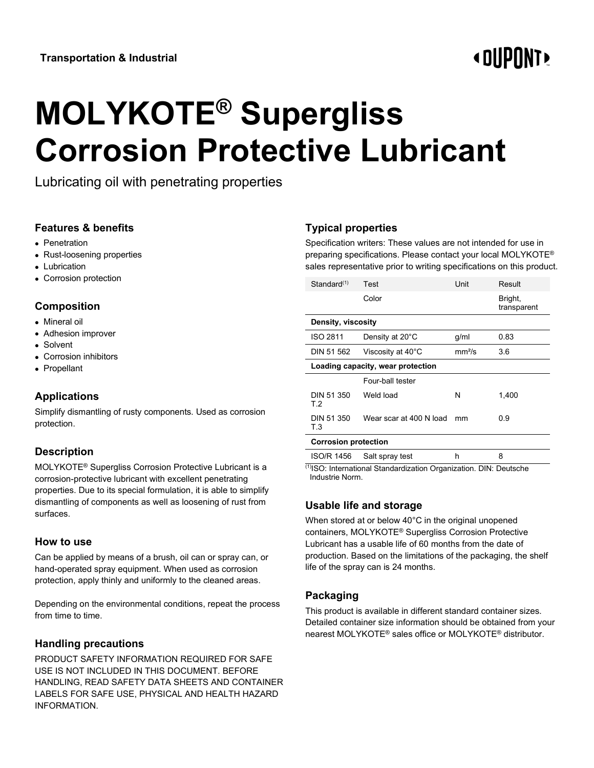Transportation & Industrial

# MOLYKOTE® Supergliss Corrosion Protective Lubricant

Lubricating oil with penetrating properties

## Features & benefits

- Penetration
- Rust-loosening properties
- Lubrication
- Corrosion protection

## Composition

- Mineral oil
- Adhesion improver
- Solvent
- Corrosion inhibitors
- Propellant

## Applications

Simplify dismantling of rusty components. Used as corrosion protection.

## Description

MOLYKOTE® Supergliss Corrosion Protective Lubricant is a corrosion-protective lubricant with excellent penetrating properties. Due to its special formulation, it is able to simplify dismantling of components as well as loosening of rust from surfaces.

## How to use

Can be applied by means of a brush, oil can or spray can, or hand-operated spray equipment. When used as corrosion protection, apply thinly and uniformly to the cleaned areas.

Depending on the environmental conditions, repeat the process from time to time.

## Handling precautions

PRODUCT SAFETY INFORMATION REQUIRED FOR SAFE USE IS NOT INCLUDED IN THIS DOCUMENT. BEFORE HANDLING, READ SAFETY DATA SHEETS AND CONTAINER LABELS FOR SAFE USE, PHYSICAL AND HEALTH HAZARD INFORMATION.

## Typical properties

Specification writers: These values are not intended for use in preparing specifications. Please contact your local MOLYKOTE® sales representative prior to writing specifications on this product.

| Standard[1] | Test | Unit | Result |
|---|---|---|---|
| | Color | | Bright, transparent |
| **Density, viscosity** | | | |
| ISO 2811 | Density at 20°C | g/ml | 0.83 |
| DIN 51 562 | Viscosity at 40°C | mm²/s | 3.6 |
| **Loading capacity, wear protection** | | | |
| | Four-ball tester | | |
| DIN 51 350 T.2 | Weld load | N | 1,400 |
| DIN 51 350 T.3 | Wear scar at 400 N load | mm | 0.9 |
| **Corrosion protection** | | | |
| ISO/R 1456 | Salt spray test | h | 8 |

[1]ISO: International Standardization Organization. DIN: Deutsche Industrie Norm.

## Usable life and storage

When stored at or below 40°C in the original unopened containers, MOLYKOTE® Supergliss Corrosion Protective Lubricant has a usable life of 60 months from the date of production. Based on the limitations of the packaging, the shelf life of the spray can is 24 months.

## Packaging

This product is available in different standard container sizes. Detailed container size information should be obtained from your nearest MOLYKOTE® sales office or MOLYKOTE® distributor.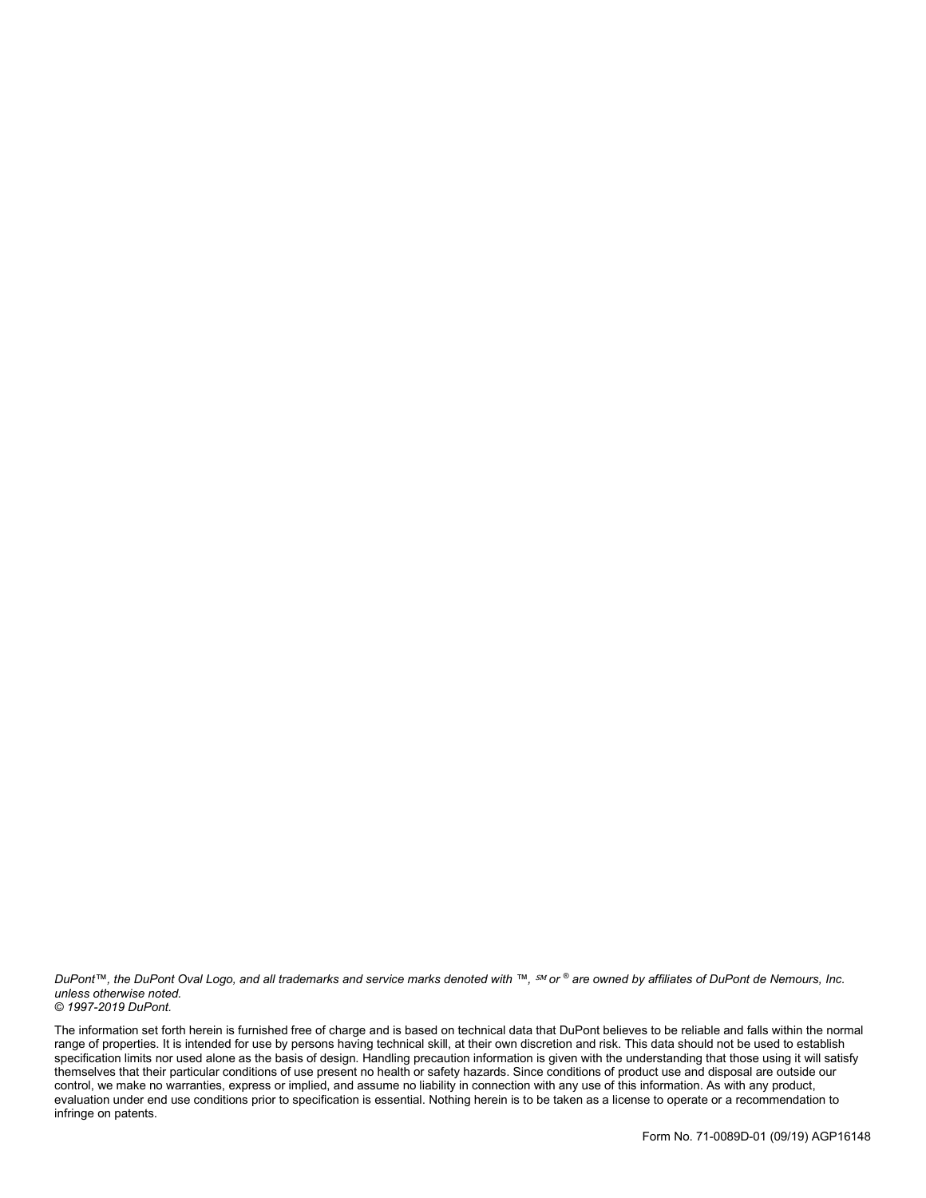*DuPont™, the DuPont Oval Logo, and all trademarks and service marks denoted with ™, ℠ or ® are owned by affiliates of DuPont de Nemours, Inc. unless otherwise noted.*
*© 1997-2019 DuPont.*

The information set forth herein is furnished free of charge and is based on technical data that DuPont believes to be reliable and falls within the normal range of properties. It is intended for use by persons having technical skill, at their own discretion and risk. This data should not be used to establish specification limits nor used alone as the basis of design. Handling precaution information is given with the understanding that those using it will satisfy themselves that their particular conditions of use present no health or safety hazards. Since conditions of product use and disposal are outside our control, we make no warranties, express or implied, and assume no liability in connection with any use of this information. As with any product, evaluation under end use conditions prior to specification is essential. Nothing herein is to be taken as a license to operate or a recommendation to infringe on patents.

Form No. 71-0089D-01 (09/19) AGP16148